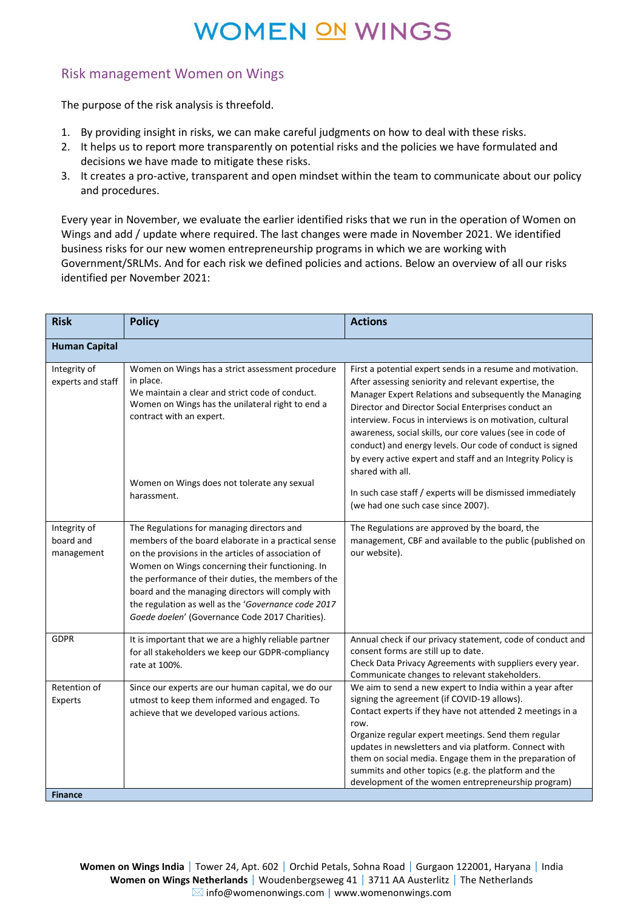# WOMEN ON WINGS

## Risk management Women on Wings

The purpose of the risk analysis is threefold.

1. By providing insight in risks, we can make careful judgments on how to deal with these risks.
2. It helps us to report more transparently on potential risks and the policies we have formulated and decisions we have made to mitigate these risks.
3. It creates a pro-active, transparent and open mindset within the team to communicate about our policy and procedures.

Every year in November, we evaluate the earlier identified risks that we run in the operation of Women on Wings and add / update where required. The last changes were made in November 2021. We identified business risks for our new women entrepreneurship programs in which we are working with Government/SRLMs. And for each risk we defined policies and actions. Below an overview of all our risks identified per November 2021:

| Risk | Policy | Actions |
|---|---|---|
| **Human Capital** | | |
| Integrity of experts and staff | Women on Wings has a strict assessment procedure in place. We maintain a clear and strict code of conduct. Women on Wings has the unilateral right to end a contract with an expert. | First a potential expert sends in a resume and motivation. After assessing seniority and relevant expertise, the Manager Expert Relations and subsequently the Managing Director and Director Social Enterprises conduct an interview. Focus in interviews is on motivation, cultural awareness, social skills, our core values (see in code of conduct) and energy levels. Our code of conduct is signed by every active expert and staff and an Integrity Policy is shared with all. |
| | Women on Wings does not tolerate any sexual harassment. | In such case staff / experts will be dismissed immediately (we had one such case since 2007). |
| Integrity of board and management | The Regulations for managing directors and members of the board elaborate in a practical sense on the provisions in the articles of association of Women on Wings concerning their functioning. In the performance of their duties, the members of the board and the managing directors will comply with the regulation as well as the '*Governance code 2017 Goede doelen*' (Governance Code 2017 Charities). | The Regulations are approved by the board, the management, CBF and available to the public (published on our website). |
| GDPR | It is important that we are a highly reliable partner for all stakeholders we keep our GDPR-compliancy rate at 100%. | Annual check if our privacy statement, code of conduct and consent forms are still up to date. Check Data Privacy Agreements with suppliers every year. Communicate changes to relevant stakeholders. |
| Retention of Experts | Since our experts are our human capital, we do our utmost to keep them informed and engaged. To achieve that we developed various actions. | We aim to send a new expert to India within a year after signing the agreement (if COVID-19 allows). Contact experts if they have not attended 2 meetings in a row. Organize regular expert meetings. Send them regular updates in newsletters and via platform. Connect with them on social media. Engage them in the preparation of summits and other topics (e.g. the platform and the development of the women entrepreneurship program) |
| **Finance** | | |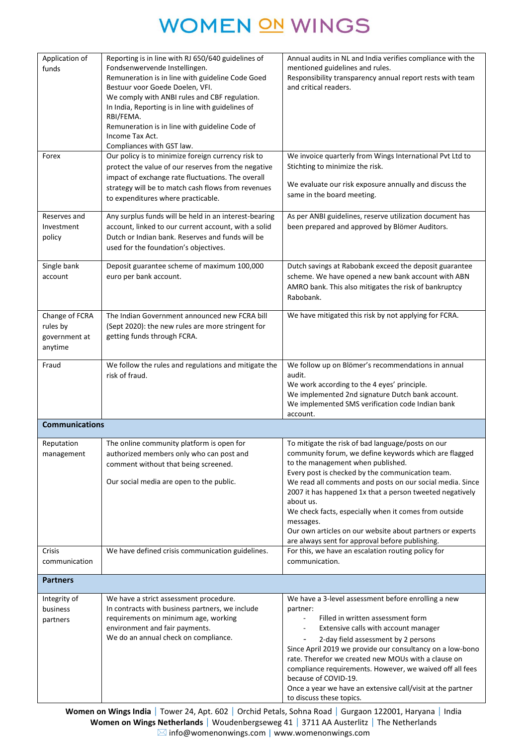| | | |
|---|---|---|
| Application of funds | Reporting is in line with RJ 650/640 guidelines of Fondsenwervende Instellingen.<br>Remuneration is in line with guideline Code Goed Bestuur voor Goede Doelen, VFI.<br>We comply with ANBI rules and CBF regulation.<br>In India, Reporting is in line with guidelines of RBI/FEMA.<br>Remuneration is in line with guideline Code of Income Tax Act.<br>Compliances with GST law. | Annual audits in NL and India verifies compliance with the mentioned guidelines and rules.<br>Responsibility transparency annual report rests with team and critical readers. |
| Forex | Our policy is to minimize foreign currency risk to protect the value of our reserves from the negative impact of exchange rate fluctuations. The overall strategy will be to match cash flows from revenues to expenditures where practicable. | We invoice quarterly from Wings International Pvt Ltd to Stichting to minimize the risk.<br><br>We evaluate our risk exposure annually and discuss the same in the board meeting. |
| Reserves and Investment policy | Any surplus funds will be held in an interest-bearing account, linked to our current account, with a solid Dutch or Indian bank. Reserves and funds will be used for the foundation's objectives. | As per ANBI guidelines, reserve utilization document has been prepared and approved by Blömer Auditors. |
| Single bank account | Deposit guarantee scheme of maximum 100,000 euro per bank account. | Dutch savings at Rabobank exceed the deposit guarantee scheme. We have opened a new bank account with ABN AMRO bank. This also mitigates the risk of bankruptcy Rabobank. |
| Change of FCRA rules by government at anytime | The Indian Government announced new FCRA bill (Sept 2020): the new rules are more stringent for getting funds through FCRA. | We have mitigated this risk by not applying for FCRA. |
| Fraud | We follow the rules and regulations and mitigate the risk of fraud. | We follow up on Blömer's recommendations in annual audit.<br>We work according to the 4 eyes' principle.<br>We implemented 2nd signature Dutch bank account.<br>We implemented SMS verification code Indian bank account. |
| **Communications** | | |
| Reputation management | The online community platform is open for authorized members only who can post and comment without that being screened.<br><br>Our social media are open to the public. | To mitigate the risk of bad language/posts on our community forum, we define keywords which are flagged to the management when published.<br>Every post is checked by the communication team.<br>We read all comments and posts on our social media. Since 2007 it has happened 1x that a person tweeted negatively about us.<br>We check facts, especially when it comes from outside messages.<br>Our own articles on our website about partners or experts are always sent for approval before publishing. |
| Crisis communication | We have defined crisis communication guidelines. | For this, we have an escalation routing policy for communication. |
| **Partners** | | |
| Integrity of business partners | We have a strict assessment procedure.<br>In contracts with business partners, we include requirements on minimum age, working environment and fair payments.<br>We do an annual check on compliance. | We have a 3-level assessment before enrolling a new partner:<br>- Filled in written assessment form<br>- Extensive calls with account manager<br>- 2-day field assessment by 2 persons<br>Since April 2019 we provide our consultancy on a low-bono rate. Therefor we created new MOUs with a clause on compliance requirements. However, we waived off all fees because of COVID-19.<br>Once a year we have an extensive call/visit at the partner to discuss these topics. |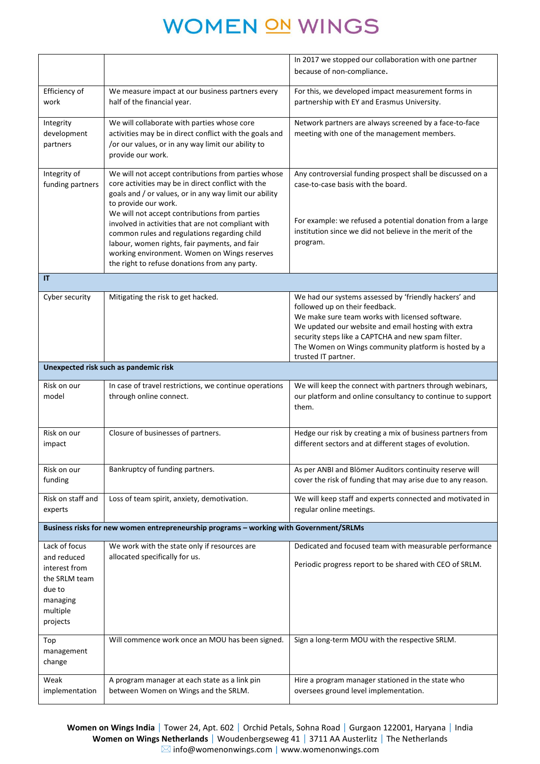| | | |
|---|---|---|
| | | In 2017 we stopped our collaboration with one partner because of non-compliance. |
| Efficiency of work | We measure impact at our business partners every half of the financial year. | For this, we developed impact measurement forms in partnership with EY and Erasmus University. |
| Integrity development partners | We will collaborate with parties whose core activities may be in direct conflict with the goals and /or our values, or in any way limit our ability to provide our work. | Network partners are always screened by a face-to-face meeting with one of the management members. |
| Integrity of funding partners | We will not accept contributions from parties whose core activities may be in direct conflict with the goals and / or values, or in any way limit our ability to provide our work.<br>We will not accept contributions from parties involved in activities that are not compliant with common rules and regulations regarding child labour, women rights, fair payments, and fair working environment. Women on Wings reserves the right to refuse donations from any party. | Any controversial funding prospect shall be discussed on a case-to-case basis with the board.<br><br>For example: we refused a potential donation from a large institution since we did not believe in the merit of the program. |
| **IT** | | |
| Cyber security | Mitigating the risk to get hacked. | We had our systems assessed by 'friendly hackers' and followed up on their feedback.<br>We make sure team works with licensed software.<br>We updated our website and email hosting with extra security steps like a CAPTCHA and new spam filter.<br>The Women on Wings community platform is hosted by a trusted IT partner. |
| **Unexpected risk such as pandemic risk** | | |
| Risk on our model | In case of travel restrictions, we continue operations through online connect. | We will keep the connect with partners through webinars, our platform and online consultancy to continue to support them. |
| Risk on our impact | Closure of businesses of partners. | Hedge our risk by creating a mix of business partners from different sectors and at different stages of evolution. |
| Risk on our funding | Bankruptcy of funding partners. | As per ANBI and Blömer Auditors continuity reserve will cover the risk of funding that may arise due to any reason. |
| Risk on staff and experts | Loss of team spirit, anxiety, demotivation. | We will keep staff and experts connected and motivated in regular online meetings. |
| **Business risks for new women entrepreneurship programs – working with Government/SRLMs** | | |
| Lack of focus and reduced interest from the SRLM team due to managing multiple projects | We work with the state only if resources are allocated specifically for us. | Dedicated and focused team with measurable performance<br><br>Periodic progress report to be shared with CEO of SRLM. |
| Top management change | Will commence work once an MOU has been signed. | Sign a long-term MOU with the respective SRLM. |
| Weak implementation | A program manager at each state as a link pin between Women on Wings and the SRLM. | Hire a program manager stationed in the state who oversees ground level implementation. |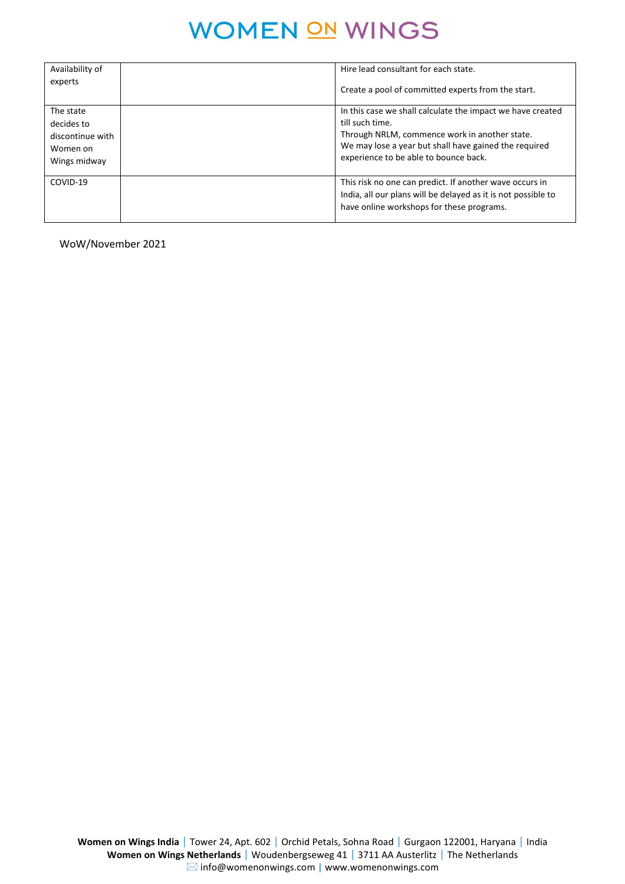| | | |
|---|---|---|
| Availability of experts | | Hire lead consultant for each state.<br><br>Create a pool of committed experts from the start. |
| The state decides to discontinue with Women on Wings midway | | In this case we shall calculate the impact we have created till such time.<br>Through NRLM, commence work in another state.<br>We may lose a year but shall have gained the required experience to be able to bounce back. |
| COVID-19 | | This risk no one can predict. If another wave occurs in India, all our plans will be delayed as it is not possible to have online workshops for these programs. |

WoW/November 2021